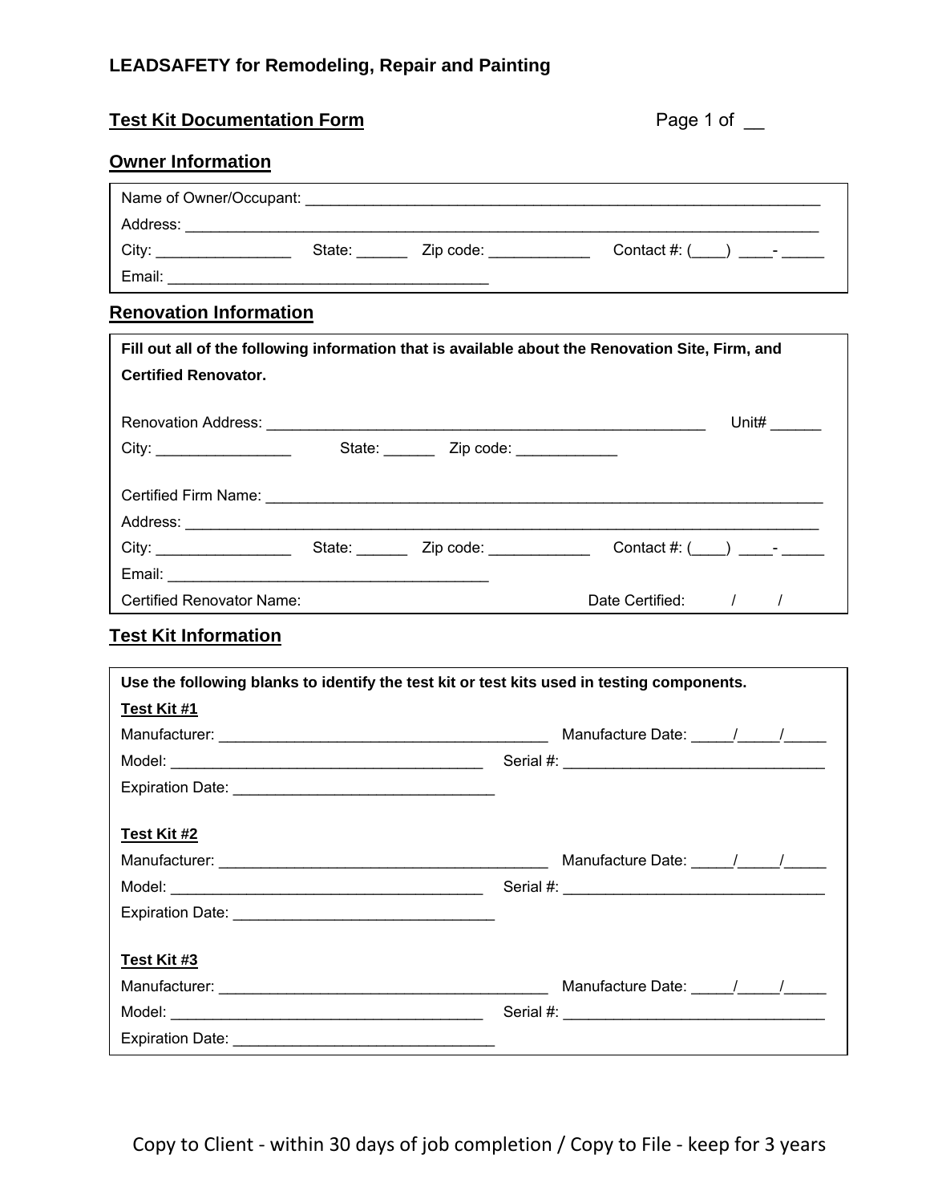# LEADSAFETY for Remodeling, Repair and Painting

## Test Kit Documentation Form

Page 1 of __

### Owner Information

Name of Owner/Occupant: ______________________________________________

Address: ______________________________________________

City: ________________ State: ______ Zip code: ____________ Contact #: (____) ____- _____

Email: ______________________________________

### Renovation Information

**Fill out all of the following information that is available about the Renovation Site, Firm, and Certified Renovator.**

Renovation Address: ______________________________________________ Unit# ______

City: ________________ State: ______ Zip code: ____________

Certified Firm Name: ______________________________________________

Address: ______________________________________________

City: ________________ State: ______ Zip code: ____________ Contact #: (____) ____- _____

Email: ______________________________________

Certified Renovator Name: Date Certified: / /

### Test Kit Information

**Use the following blanks to identify the test kit or test kits used in testing components.**

**Test Kit #1**

Manufacturer: ________________________________________ Manufacture Date: _____/_____/_____

Model: ______________________________________ Serial #: _______________________________

Expiration Date: _______________________________

**Test Kit #2**

Manufacturer: ________________________________________ Manufacture Date: _____/_____/_____

Model: ______________________________________ Serial #: _______________________________

Expiration Date: _______________________________

**Test Kit #3**

Manufacturer: ________________________________________ Manufacture Date: _____/_____/_____

Model: ______________________________________ Serial #: _______________________________

Expiration Date: _______________________________

Copy to Client - within 30 days of job completion / Copy to File - keep for 3 years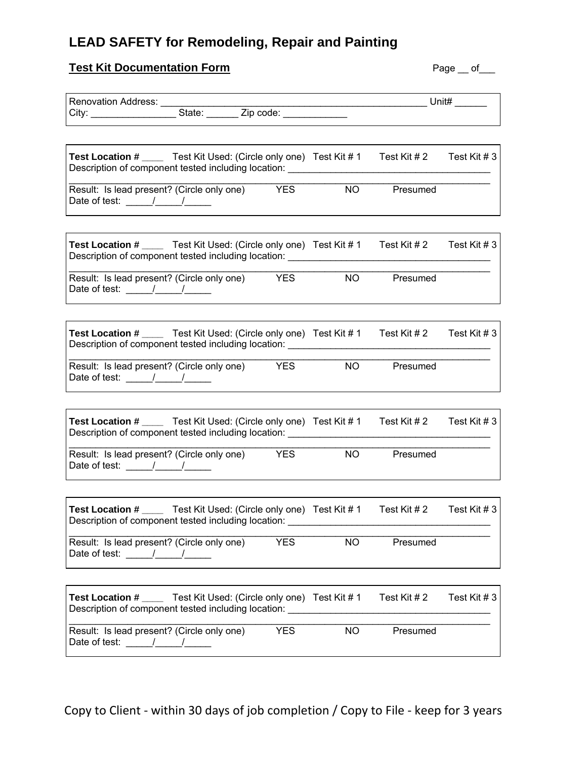# LEAD SAFETY for Remodeling, Repair and Painting

## Test Kit Documentation Form

Page __ of___

Renovation Address: ________________________________________________ Unit# ______
City: ________________ State: ______ Zip code: ____________

**Test Location #** ____ Test Kit Used: (Circle only one) Test Kit # 1 Test Kit # 2 Test Kit # 3
Description of component tested including location: _____________________________________
______________________________________________________________________________
Result: Is lead present? (Circle only one) YES NO Presumed
Date of test: _____/_____/_____

**Test Location #** ____ Test Kit Used: (Circle only one) Test Kit # 1 Test Kit # 2 Test Kit # 3
Description of component tested including location: _____________________________________
______________________________________________________________________________
Result: Is lead present? (Circle only one) YES NO Presumed
Date of test: _____/_____/_____

**Test Location #** ____ Test Kit Used: (Circle only one) Test Kit # 1 Test Kit # 2 Test Kit # 3
Description of component tested including location: _____________________________________
______________________________________________________________________________
Result: Is lead present? (Circle only one) YES NO Presumed
Date of test: _____/_____/_____

**Test Location #** ____ Test Kit Used: (Circle only one) Test Kit # 1 Test Kit # 2 Test Kit # 3
Description of component tested including location: _____________________________________
______________________________________________________________________________
Result: Is lead present? (Circle only one) YES NO Presumed
Date of test: _____/_____/_____

**Test Location #** ____ Test Kit Used: (Circle only one) Test Kit # 1 Test Kit # 2 Test Kit # 3
Description of component tested including location: _____________________________________
______________________________________________________________________________
Result: Is lead present? (Circle only one) YES NO Presumed
Date of test: _____/_____/_____

**Test Location #** ____ Test Kit Used: (Circle only one) Test Kit # 1 Test Kit # 2 Test Kit # 3
Description of component tested including location: _____________________________________
______________________________________________________________________________
Result: Is lead present? (Circle only one) YES NO Presumed
Date of test: _____/_____/_____

Copy to Client - within 30 days of job completion / Copy to File - keep for 3 years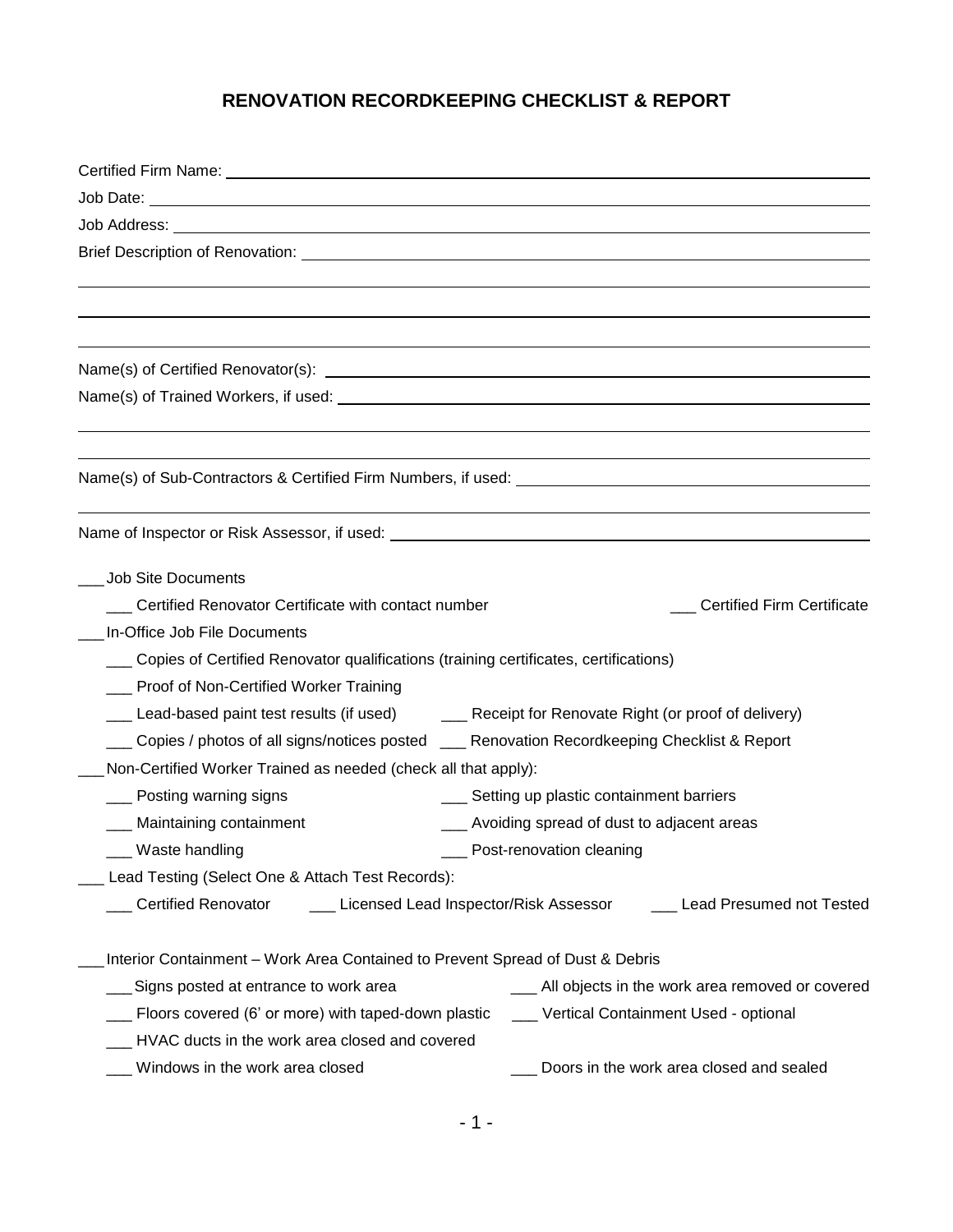# RENOVATION RECORDKEEPING CHECKLIST & REPORT

Certified Firm Name: ______________________________

Job Date: ______________________________

Job Address: ______________________________

Brief Description of Renovation: ______________________________

______________________________

______________________________

______________________________

Name(s) of Certified Renovator(s): ______________________________

Name(s) of Trained Workers, if used: ______________________________

______________________________

______________________________

Name(s) of Sub-Contractors & Certified Firm Numbers, if used: ______________________________

______________________________

Name of Inspector or Risk Assessor, if used: ______________________________

___ Job Site Documents

- ___ Certified Renovator Certificate with contact number
- ___ Certified Firm Certificate

___ In-Office Job File Documents

- ___ Copies of Certified Renovator qualifications (training certificates, certifications)
- ___ Proof of Non-Certified Worker Training
- ___ Lead-based paint test results (if used)
- ___ Receipt for Renovate Right (or proof of delivery)
- ___ Copies / photos of all signs/notices posted
- ___ Renovation Recordkeeping Checklist & Report

___ Non-Certified Worker Trained as needed (check all that apply):

- ___ Posting warning signs
- ___ Setting up plastic containment barriers
- ___ Maintaining containment
- ___ Avoiding spread of dust to adjacent areas
- ___ Waste handling
- ___ Post-renovation cleaning

___ Lead Testing (Select One & Attach Test Records):

- ___ Certified Renovator
- ___ Licensed Lead Inspector/Risk Assessor
- ___ Lead Presumed not Tested

___ Interior Containment – Work Area Contained to Prevent Spread of Dust & Debris

- ___ Signs posted at entrance to work area
- ___ All objects in the work area removed or covered
- ___ Floors covered (6' or more) with taped-down plastic
- ___ Vertical Containment Used - optional
- ___ HVAC ducts in the work area closed and covered
- ___ Windows in the work area closed
- ___ Doors in the work area closed and sealed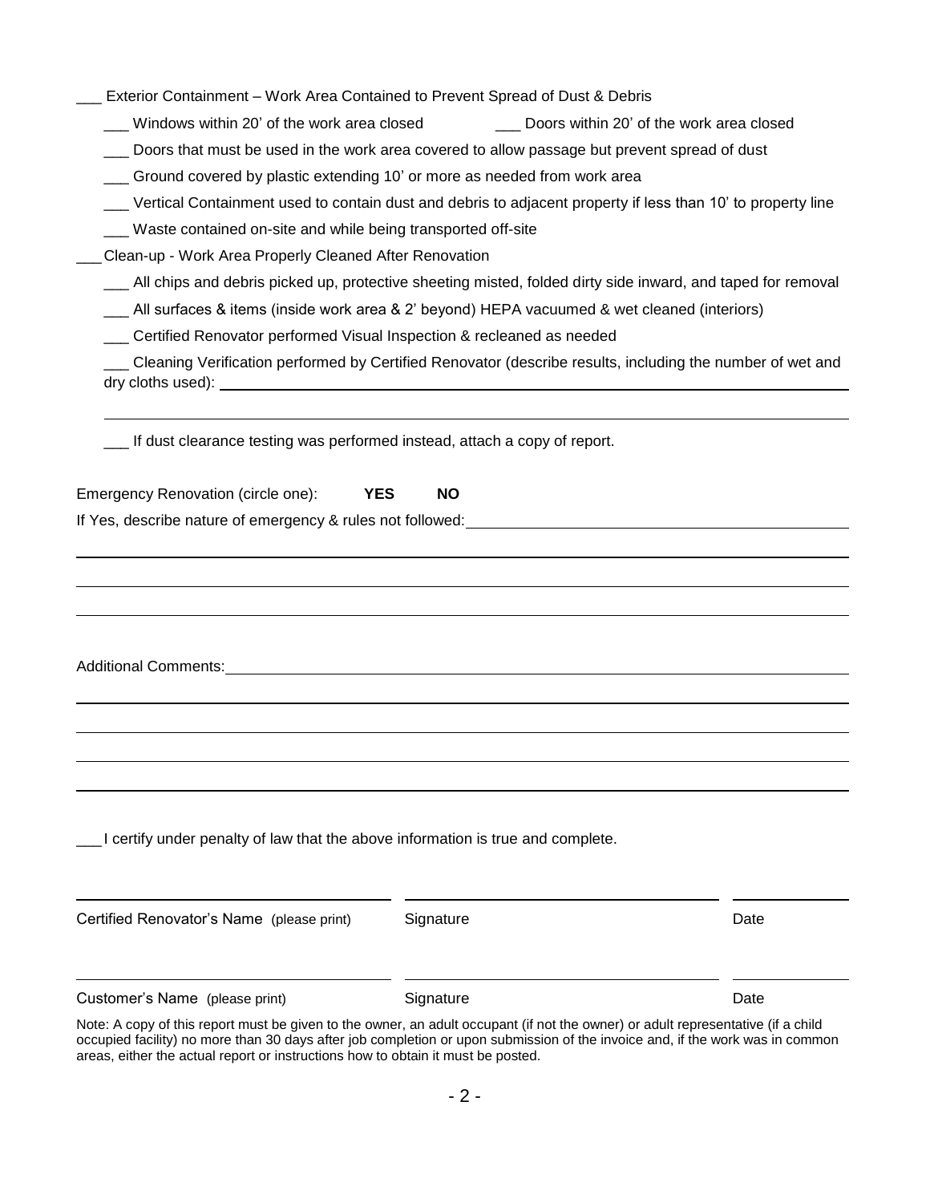___ Exterior Containment – Work Area Contained to Prevent Spread of Dust & Debris

- ___ Windows within 20' of the work area closed ___ Doors within 20' of the work area closed
- ___ Doors that must be used in the work area covered to allow passage but prevent spread of dust
- ___ Ground covered by plastic extending 10' or more as needed from work area
- ___ Vertical Containment used to contain dust and debris to adjacent property if less than 10' to property line
- ___ Waste contained on-site and while being transported off-site

___ Clean-up - Work Area Properly Cleaned After Renovation

- ___ All chips and debris picked up, protective sheeting misted, folded dirty side inward, and taped for removal
- ___ All surfaces & items (inside work area & 2' beyond) HEPA vacuumed & wet cleaned (interiors)
- ___ Certified Renovator performed Visual Inspection & recleaned as needed
- ___ Cleaning Verification performed by Certified Renovator (describe results, including the number of wet and dry cloths used): ______________________________________________

  ______________________________________________
- ___ If dust clearance testing was performed instead, attach a copy of report.

Emergency Renovation (circle one): **YES** **NO**

If Yes, describe nature of emergency & rules not followed: ______________________________________________

______________________________________________

______________________________________________

______________________________________________

Additional Comments: ______________________________________________

______________________________________________

______________________________________________

______________________________________________

______________________________________________

___ I certify under penalty of law that the above information is true and complete.

| | | |
|---|---|---|
| Certified Renovator's Name (please print) | Signature | Date |
| Customer's Name (please print) | Signature | Date |

Note: A copy of this report must be given to the owner, an adult occupant (if not the owner) or adult representative (if a child occupied facility) no more than 30 days after job completion or upon submission of the invoice and, if the work was in common areas, either the actual report or instructions how to obtain it must be posted.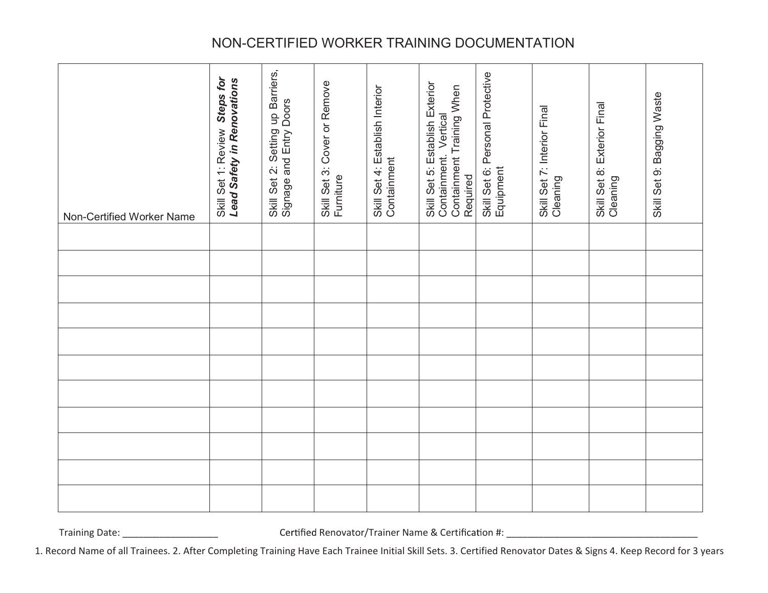# NON-CERTIFIED WORKER TRAINING DOCUMENTATION

| Non-Certified Worker Name | Skill Set 1: Review ***Steps for Lead Safety in Renovations*** | Skill Set 2: Setting up Barriers, Signage and Entry Doors | Skill Set 3: Cover or Remove Furniture | Skill Set 4: Establish Interior Containment | Skill Set 5: Establish Exterior Containment. Vertical Containment Training When Required | Skill Set 6: Personal Protective Equipment | Skill Set 7: Interior Final Cleaning | Skill Set 8: Exterior Final Cleaning | Skill Set 9: Bagging Waste |
|---|---|---|---|---|---|---|---|---|---|
| | | | | | | | | | |
| | | | | | | | | | |
| | | | | | | | | | |
| | | | | | | | | | |
| | | | | | | | | | |
| | | | | | | | | | |
| | | | | | | | | | |
| | | | | | | | | | |
| | | | | | | | | | |
| | | | | | | | | | |
| | | | | | | | | | |

Training Date: ___________________ Certified Renovator/Trainer Name & Certification #: ______________________________________

1. Record Name of all Trainees. 2. After Completing Training Have Each Trainee Initial Skill Sets. 3. Certified Renovator Dates & Signs 4. Keep Record for 3 years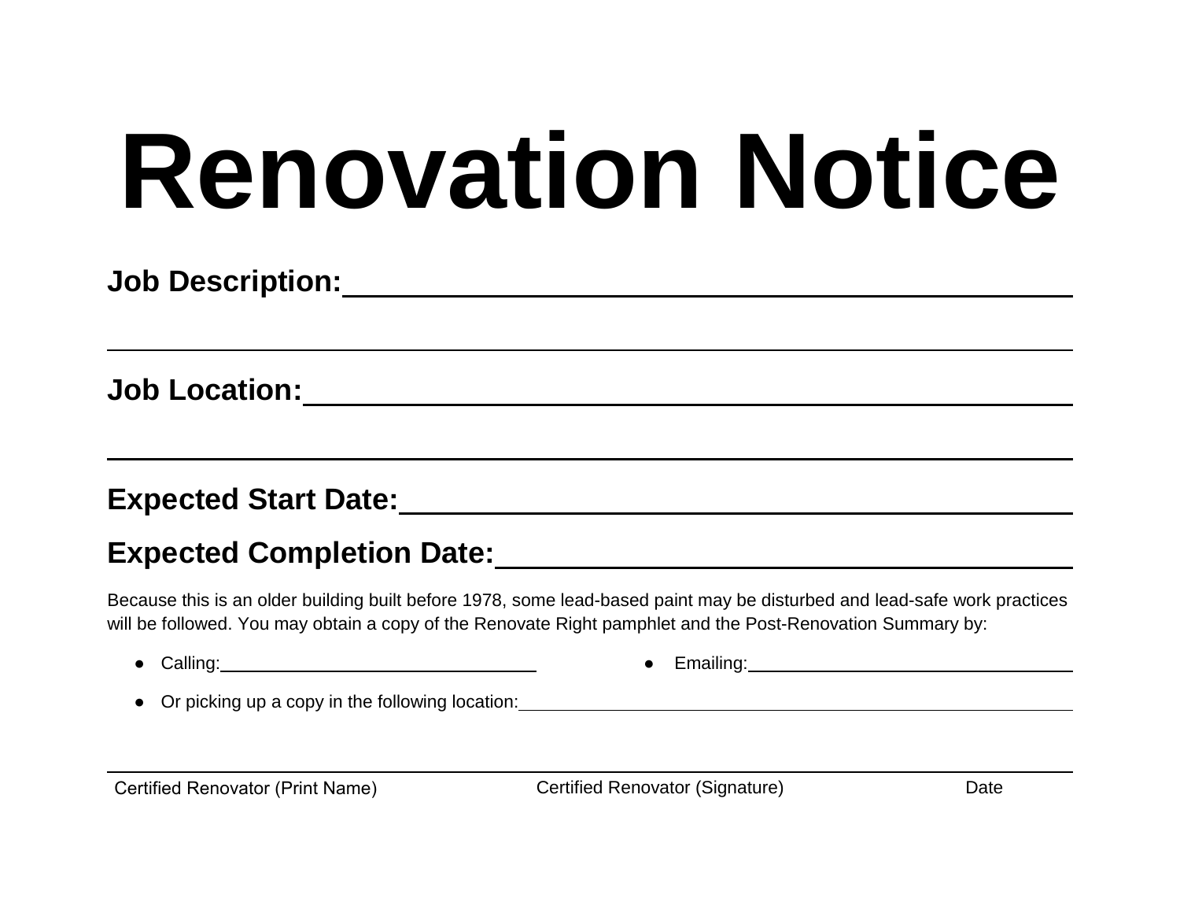# Renovation Notice

**Job Description:** ______________________________________________

______________________________________________________________

**Job Location:** ______________________________________________

______________________________________________________________

**Expected Start Date:** ______________________________________________

**Expected Completion Date:** ______________________________________________

Because this is an older building built before 1978, some lead-based paint may be disturbed and lead-safe work practices will be followed. You may obtain a copy of the Renovate Right pamphlet and the Post-Renovation Summary by:

- Calling: ______________________
- Emailing: ______________________
- Or picking up a copy in the following location: ______________________________

______________________________________________________________

Certified Renovator (Print Name) Certified Renovator (Signature) Date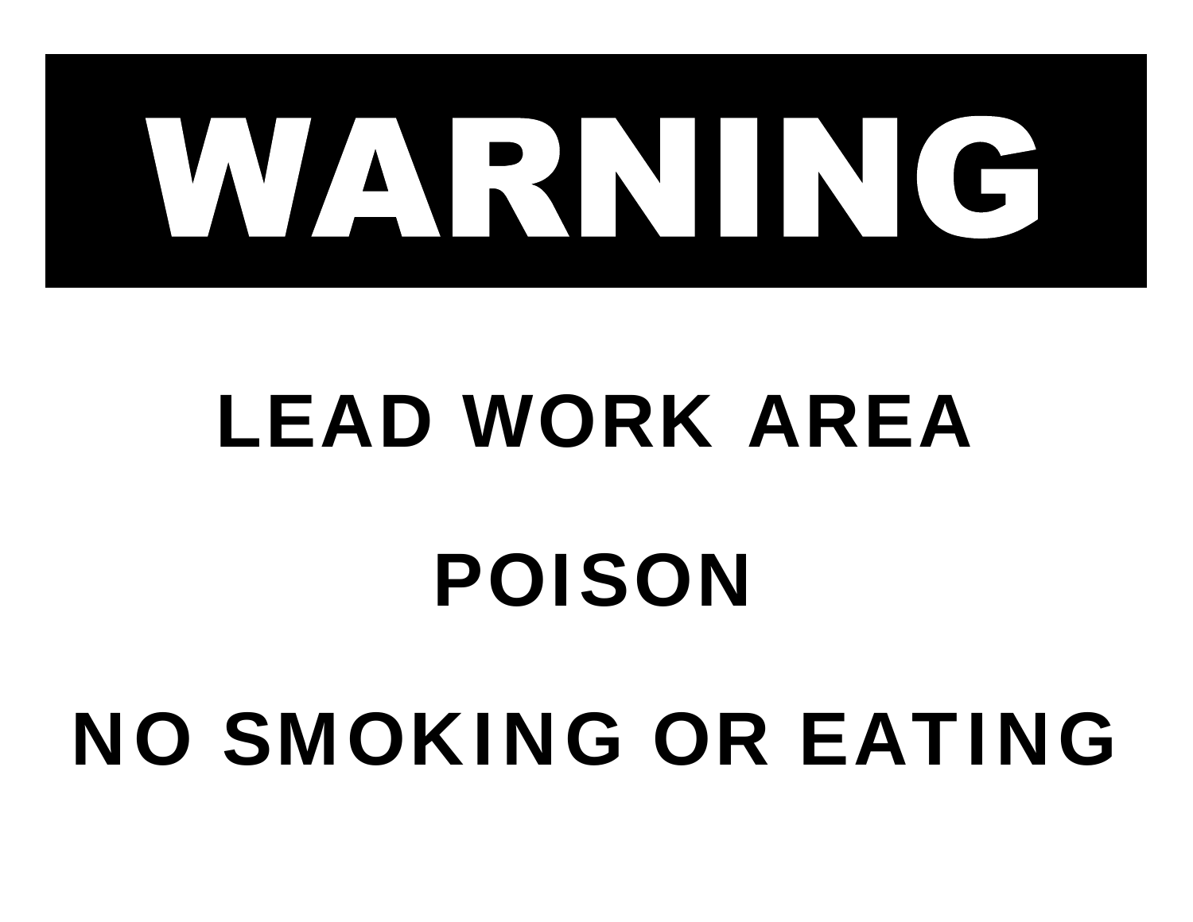# WARNING

## LEAD WORK AREA

## POISON

## NO SMOKING OR EATING